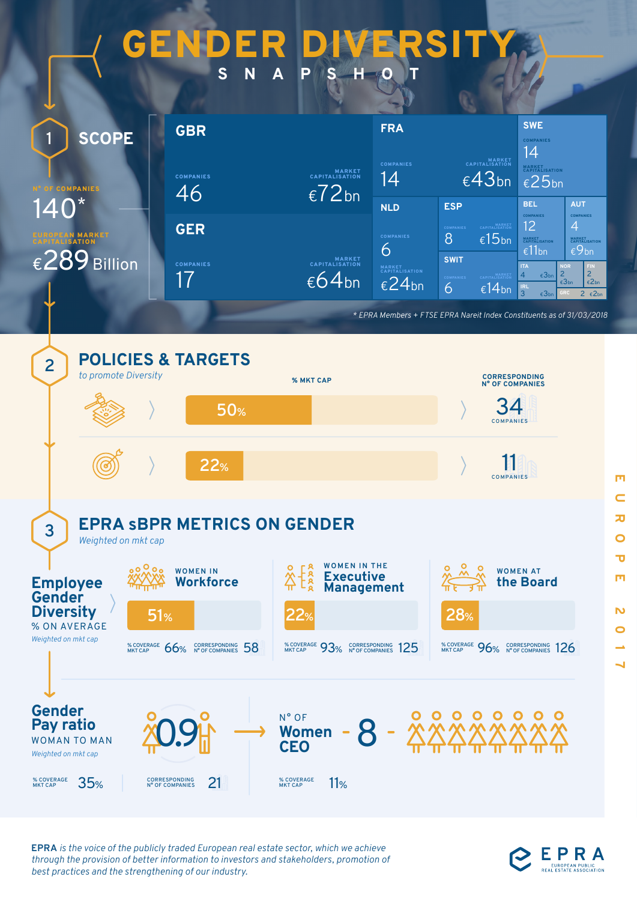# GENDER DIVERSITY

## SNAPSHOT

EUROPE 2017

## 1 SCOPE

Nº OF COMPANIES

140*

EUROPEAN MARKET CAPITALISATION

€289 Billion

| Country | Companies | Market Capitalisation |
|---|---|---|
| GBR | 46 | €72bn |
| GER | 17 | €64bn |
| FRA | 14 | €43bn |
| SWE | 14 | €25bn |
| NLD | 6 | €24bn |
| ESP | 8 | €15bn |
| SWIT | 6 | €14bn |
| BEL | 12 | €11bn |
| AUT | 4 | €9bn |
| ITA | 4 | €3bn |
| NOR | 2 | €3bn |
| FIN | 2 | €2bn |
| IRL | 3 | €3bn |
| GRC | 2 | €2bn |

*\* EPRA Members + FTSE EPRA Nareit Index Constituents as of 31/03/2018*

## 2 POLICIES & TARGETS

*to promote Diversity*

| | % MKT CAP | CORRESPONDING Nº OF COMPANIES |
|---|---|---|
| Policies | 50% | 34 COMPANIES |
| Targets | 22% | 11 COMPANIES |

## 3 EPRA sBPR METRICS ON GENDER

*Weighted on mkt cap*

### Employee Gender Diversity

% ON AVERAGE

*Weighted on mkt cap*

| | % | % COVERAGE MKT CAP | CORRESPONDING Nº OF COMPANIES |
|---|---|---|---|
| WOMEN IN Workforce | 51% | 66% | 58 |
| WOMEN IN THE Executive Management | 22% | 93% | 125 |
| WOMEN AT the Board | 28% | 96% | 126 |

### Gender Pay ratio

WOMAN TO MAN

*Weighted on mkt cap*

0.9

% COVERAGE MKT CAP 35% — CORRESPONDING Nº OF COMPANIES 21

Nº OF Women CEO - 8 -

% COVERAGE MKT CAP 11%

**EPRA** *is the voice of the publicly traded European real estate sector, which we achieve through the provision of better information to investors and stakeholders, promotion of best practices and the strengthening of our industry.*

EPRA — EUROPEAN PUBLIC REAL ESTATE ASSOCIATION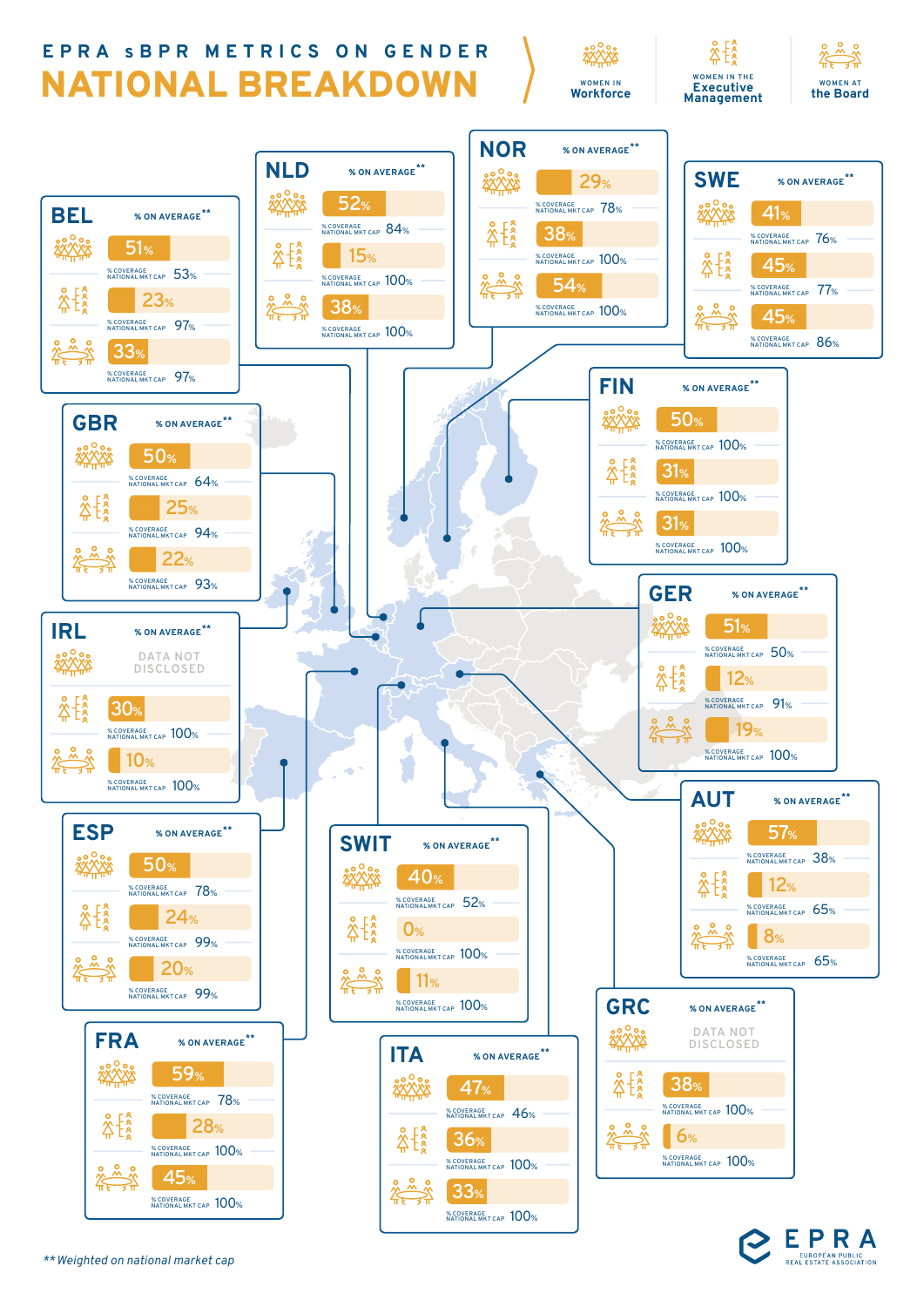# EPRA sBPR METRICS ON GENDER

# NATIONAL BREAKDOWN

WOMEN IN Workforce

WOMEN IN THE Executive Management

WOMEN AT the Board

## BEL

% ON AVERAGE**

51%
% COVERAGE NATIONAL MKT CAP 53%

23%
% COVERAGE NATIONAL MKT CAP 97%

33%
% COVERAGE NATIONAL MKT CAP 97%

## NLD

% ON AVERAGE**

52%
% COVERAGE NATIONAL MKT CAP 84%

15%
% COVERAGE NATIONAL MKT CAP 100%

38%
% COVERAGE NATIONAL MKT CAP 100%

## NOR

% ON AVERAGE**

29%
% COVERAGE NATIONAL MKT CAP 78%

38%
% COVERAGE NATIONAL MKT CAP 100%

54%
% COVERAGE NATIONAL MKT CAP 100%

## SWE

% ON AVERAGE**

41%
% COVERAGE NATIONAL MKT CAP 76%

45%
% COVERAGE NATIONAL MKT CAP 77%

45%
% COVERAGE NATIONAL MKT CAP 86%

## GBR

% ON AVERAGE**

50%
% COVERAGE NATIONAL MKT CAP 64%

25%
% COVERAGE NATIONAL MKT CAP 94%

22%
% COVERAGE NATIONAL MKT CAP 93%

## FIN

% ON AVERAGE**

50%
% COVERAGE NATIONAL MKT CAP 100%

31%
% COVERAGE NATIONAL MKT CAP 100%

31%
% COVERAGE NATIONAL MKT CAP 100%

## IRL

% ON AVERAGE**

DATA NOT DISCLOSED

30%
% COVERAGE NATIONAL MKT CAP 100%

10%
% COVERAGE NATIONAL MKT CAP 100%

## GER

% ON AVERAGE**

51%
% COVERAGE NATIONAL MKT CAP 50%

12%
% COVERAGE NATIONAL MKT CAP 91%

19%
% COVERAGE NATIONAL MKT CAP 100%

## ESP

% ON AVERAGE**

50%
% COVERAGE NATIONAL MKT CAP 78%

24%
% COVERAGE NATIONAL MKT CAP 99%

20%
% COVERAGE NATIONAL MKT CAP 99%

## SWIT

% ON AVERAGE**

40%
% COVERAGE NATIONAL MKT CAP 52%

0%
% COVERAGE NATIONAL MKT CAP 100%

11%
% COVERAGE NATIONAL MKT CAP 100%

## AUT

% ON AVERAGE**

57%
% COVERAGE NATIONAL MKT CAP 38%

12%
% COVERAGE NATIONAL MKT CAP 65%

8%
% COVERAGE NATIONAL MKT CAP 65%

## FRA

% ON AVERAGE**

59%
% COVERAGE NATIONAL MKT CAP 78%

28%
% COVERAGE NATIONAL MKT CAP 100%

45%
% COVERAGE NATIONAL MKT CAP 100%

## ITA

% ON AVERAGE**

47%
% COVERAGE NATIONAL MKT CAP 46%

36%
% COVERAGE NATIONAL MKT CAP 100%

33%
% COVERAGE NATIONAL MKT CAP 100%

## GRC

% ON AVERAGE**

DATA NOT DISCLOSED

38%
% COVERAGE NATIONAL MKT CAP 100%

6%
% COVERAGE NATIONAL MKT CAP 100%

*** Weighted on national market cap*

EPRA EUROPEAN PUBLIC REAL ESTATE ASSOCIATION